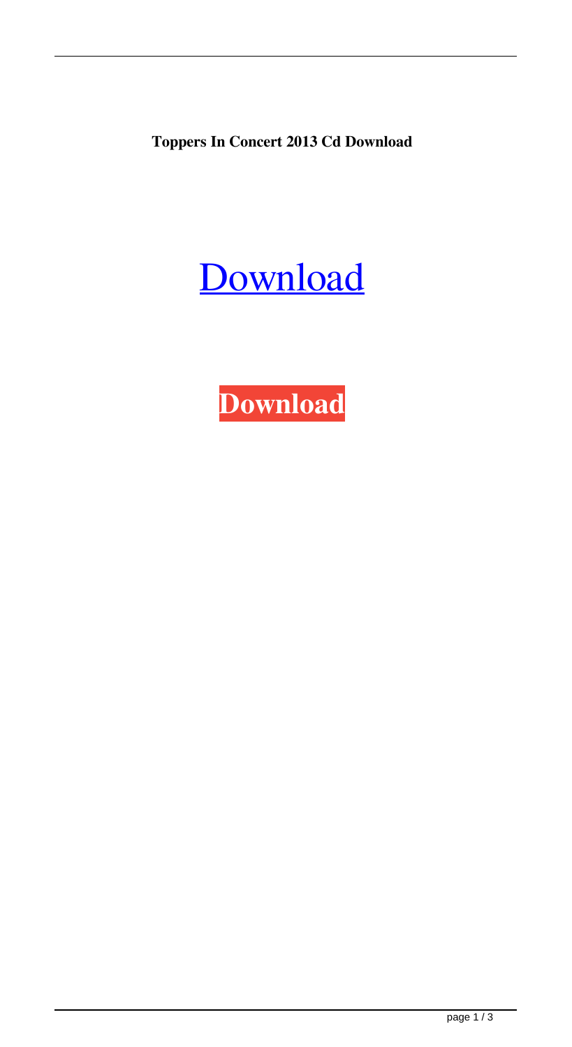**Toppers In Concert 2013 Cd Download**

[Download](#)

**Download**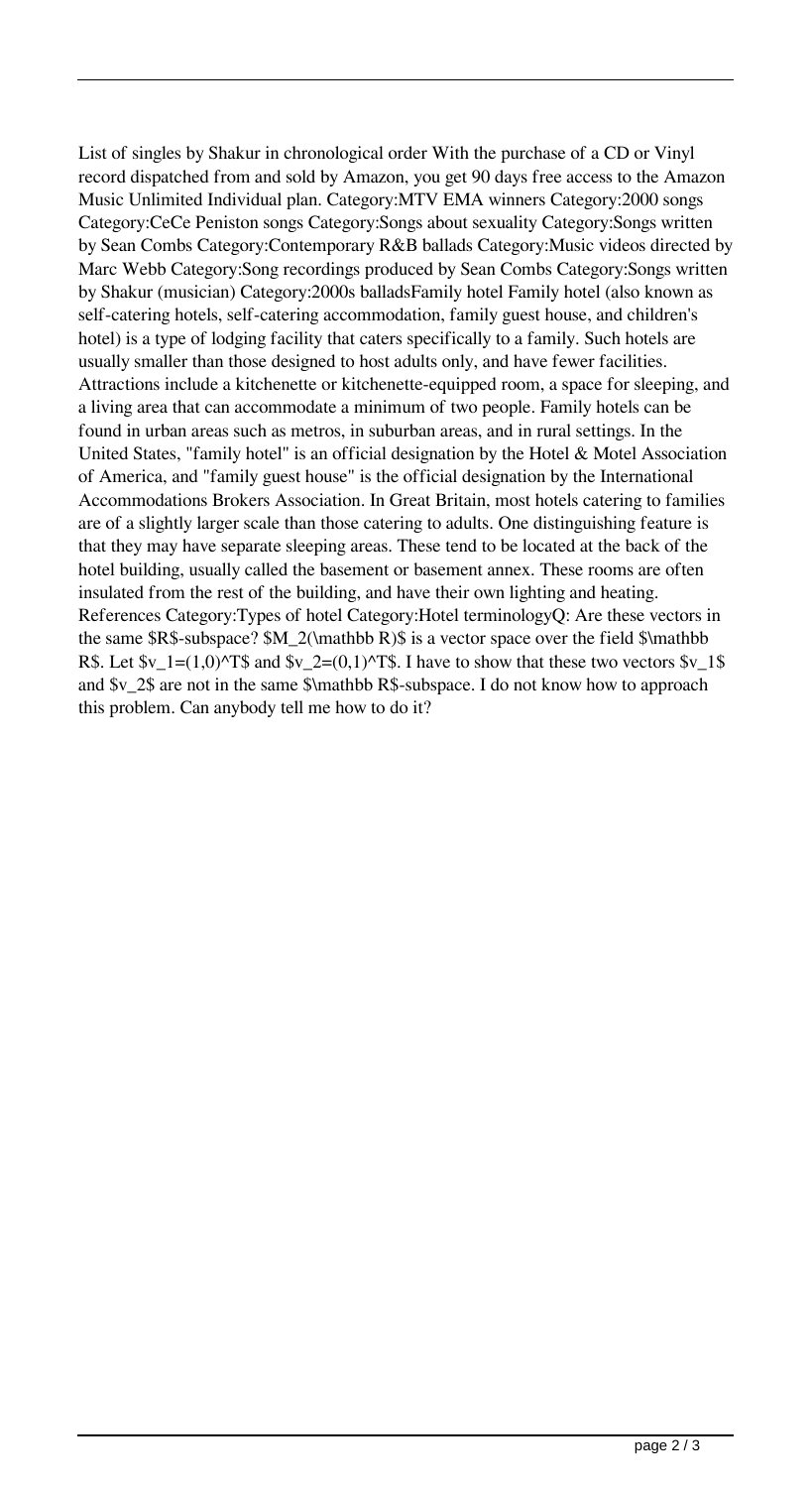List of singles by Shakur in chronological order With the purchase of a CD or Vinyl record dispatched from and sold by Amazon, you get 90 days free access to the Amazon Music Unlimited Individual plan. Category:MTV EMA winners Category:2000 songs Category:CeCe Peniston songs Category:Songs about sexuality Category:Songs written by Sean Combs Category:Contemporary R&B ballads Category:Music videos directed by Marc Webb Category:Song recordings produced by Sean Combs Category:Songs written by Shakur (musician) Category:2000s balladsFamily hotel Family hotel (also known as self-catering hotels, self-catering accommodation, family guest house, and children's hotel) is a type of lodging facility that caters specifically to a family. Such hotels are usually smaller than those designed to host adults only, and have fewer facilities. Attractions include a kitchenette or kitchenette-equipped room, a space for sleeping, and a living area that can accommodate a minimum of two people. Family hotels can be found in urban areas such as metros, in suburban areas, and in rural settings. In the United States, "family hotel" is an official designation by the Hotel & Motel Association of America, and "family guest house" is the official designation by the International Accommodations Brokers Association. In Great Britain, most hotels catering to families are of a slightly larger scale than those catering to adults. One distinguishing feature is that they may have separate sleeping areas. These tend to be located at the back of the hotel building, usually called the basement or basement annex. These rooms are often insulated from the rest of the building, and have their own lighting and heating. References Category:Types of hotel Category:Hotel terminologyQ: Are these vectors in the same $R$-subspace? $M_2(\mathbb R)$ is a vector space over the field $\mathbb R$. Let $v_1=(1,0)^T$ and $v_2=(0,1)^T$. I have to show that these two vectors $v_1$ and $v_2$ are not in the same $\mathbb R$-subspace. I do not know how to approach this problem. Can anybody tell me how to do it?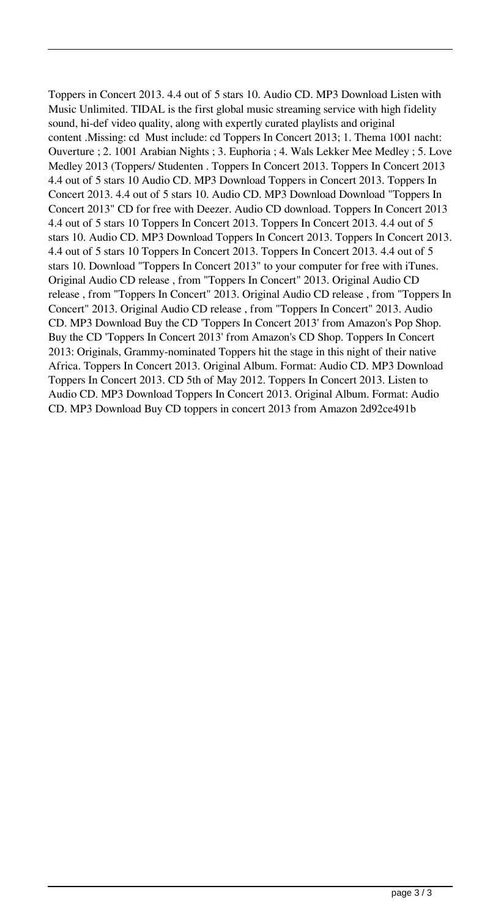Toppers in Concert 2013. 4.4 out of 5 stars 10. Audio CD. MP3 Download Listen with Music Unlimited. TIDAL is the first global music streaming service with high fidelity sound, hi-def video quality, along with expertly curated playlists and original content .Missing: cd  Must include: cd Toppers In Concert 2013; 1. Thema 1001 nacht: Ouverture ; 2. 1001 Arabian Nights ; 3. Euphoria ; 4. Wals Lekker Mee Medley ; 5. Love Medley 2013 (Toppers/ Studenten . Toppers In Concert 2013. Toppers In Concert 2013 4.4 out of 5 stars 10 Audio CD. MP3 Download Toppers in Concert 2013. Toppers In Concert 2013. 4.4 out of 5 stars 10. Audio CD. MP3 Download Download "Toppers In Concert 2013" CD for free with Deezer. Audio CD download. Toppers In Concert 2013 4.4 out of 5 stars 10 Toppers In Concert 2013. Toppers In Concert 2013. 4.4 out of 5 stars 10. Audio CD. MP3 Download Toppers In Concert 2013. Toppers In Concert 2013. 4.4 out of 5 stars 10 Toppers In Concert 2013. Toppers In Concert 2013. 4.4 out of 5 stars 10. Download "Toppers In Concert 2013" to your computer for free with iTunes. Original Audio CD release , from "Toppers In Concert" 2013. Original Audio CD release , from "Toppers In Concert" 2013. Original Audio CD release , from "Toppers In Concert" 2013. Original Audio CD release , from "Toppers In Concert" 2013. Audio CD. MP3 Download Buy the CD 'Toppers In Concert 2013' from Amazon's Pop Shop. Buy the CD 'Toppers In Concert 2013' from Amazon's CD Shop. Toppers In Concert 2013: Originals, Grammy-nominated Toppers hit the stage in this night of their native Africa. Toppers In Concert 2013. Original Album. Format: Audio CD. MP3 Download Toppers In Concert 2013. CD 5th of May 2012. Toppers In Concert 2013. Listen to Audio CD. MP3 Download Toppers In Concert 2013. Original Album. Format: Audio CD. MP3 Download Buy CD toppers in concert 2013 from Amazon 2d92ce491b